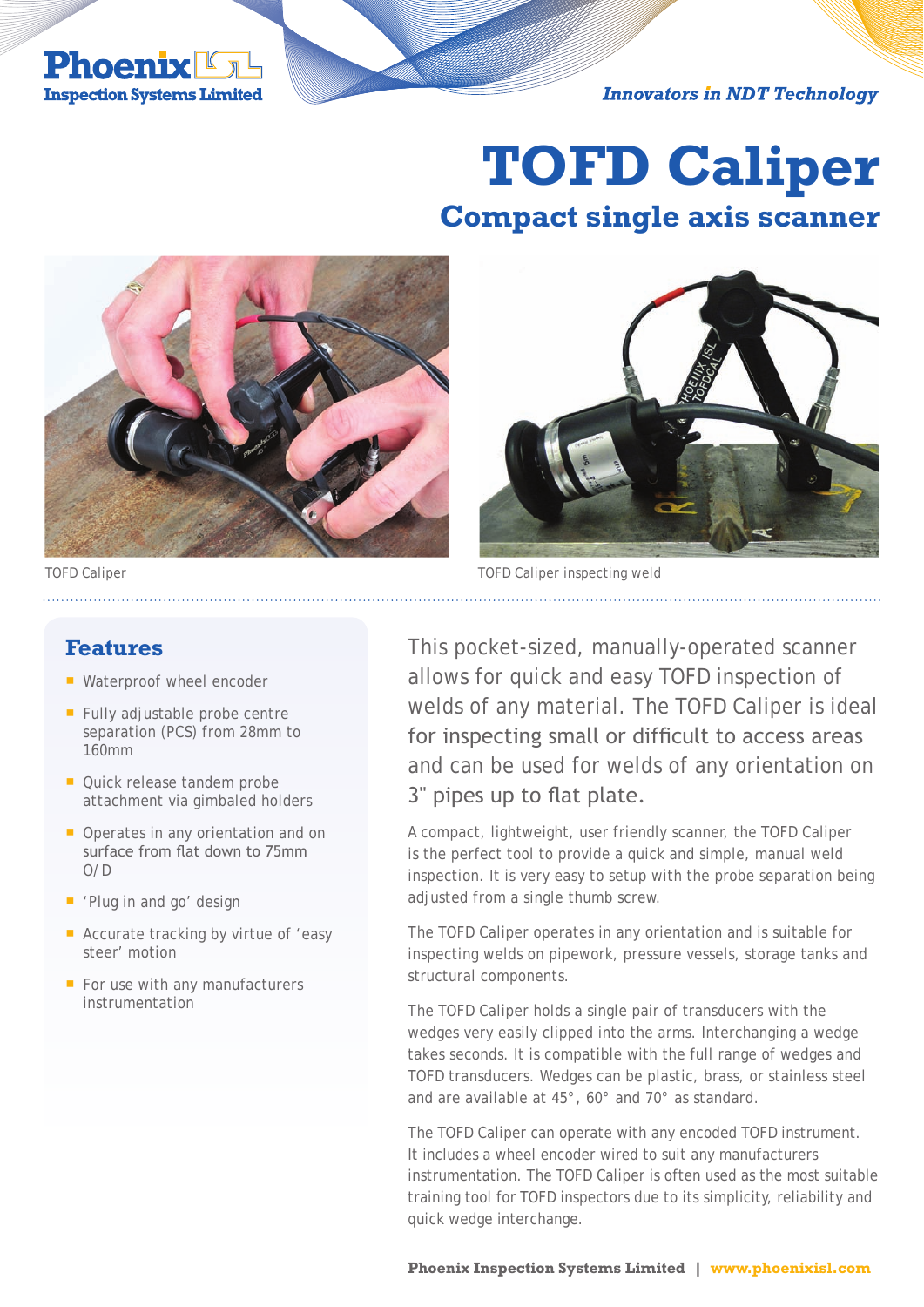Phoenix ISL
Inspection Systems Limited

*Innovators in NDT Technology*

# TOFD Caliper

## Compact single axis scanner

TOFD Caliper

TOFD Caliper inspecting weld

### Features

- Waterproof wheel encoder
- Fully adjustable probe centre separation (PCS) from 28mm to 160mm
- Quick release tandem probe attachment via gimbaled holders
- Operates in any orientation and on surface from flat down to 75mm O/D
- 'Plug in and go' design
- Accurate tracking by virtue of 'easy steer' motion
- For use with any manufacturers instrumentation

This pocket-sized, manually-operated scanner allows for quick and easy TOFD inspection of welds of any material. The TOFD Caliper is ideal for inspecting small or difficult to access areas and can be used for welds of any orientation on 3" pipes up to flat plate.

A compact, lightweight, user friendly scanner, the TOFD Caliper is the perfect tool to provide a quick and simple, manual weld inspection. It is very easy to setup with the probe separation being adjusted from a single thumb screw.

The TOFD Caliper operates in any orientation and is suitable for inspecting welds on pipework, pressure vessels, storage tanks and structural components.

The TOFD Caliper holds a single pair of transducers with the wedges very easily clipped into the arms. Interchanging a wedge takes seconds. It is compatible with the full range of wedges and TOFD transducers. Wedges can be plastic, brass, or stainless steel and are available at 45°, 60° and 70° as standard.

The TOFD Caliper can operate with any encoded TOFD instrument. It includes a wheel encoder wired to suit any manufacturers instrumentation. The TOFD Caliper is often used as the most suitable training tool for TOFD inspectors due to its simplicity, reliability and quick wedge interchange.

**Phoenix Inspection Systems Limited** | **www.phoenixisl.com**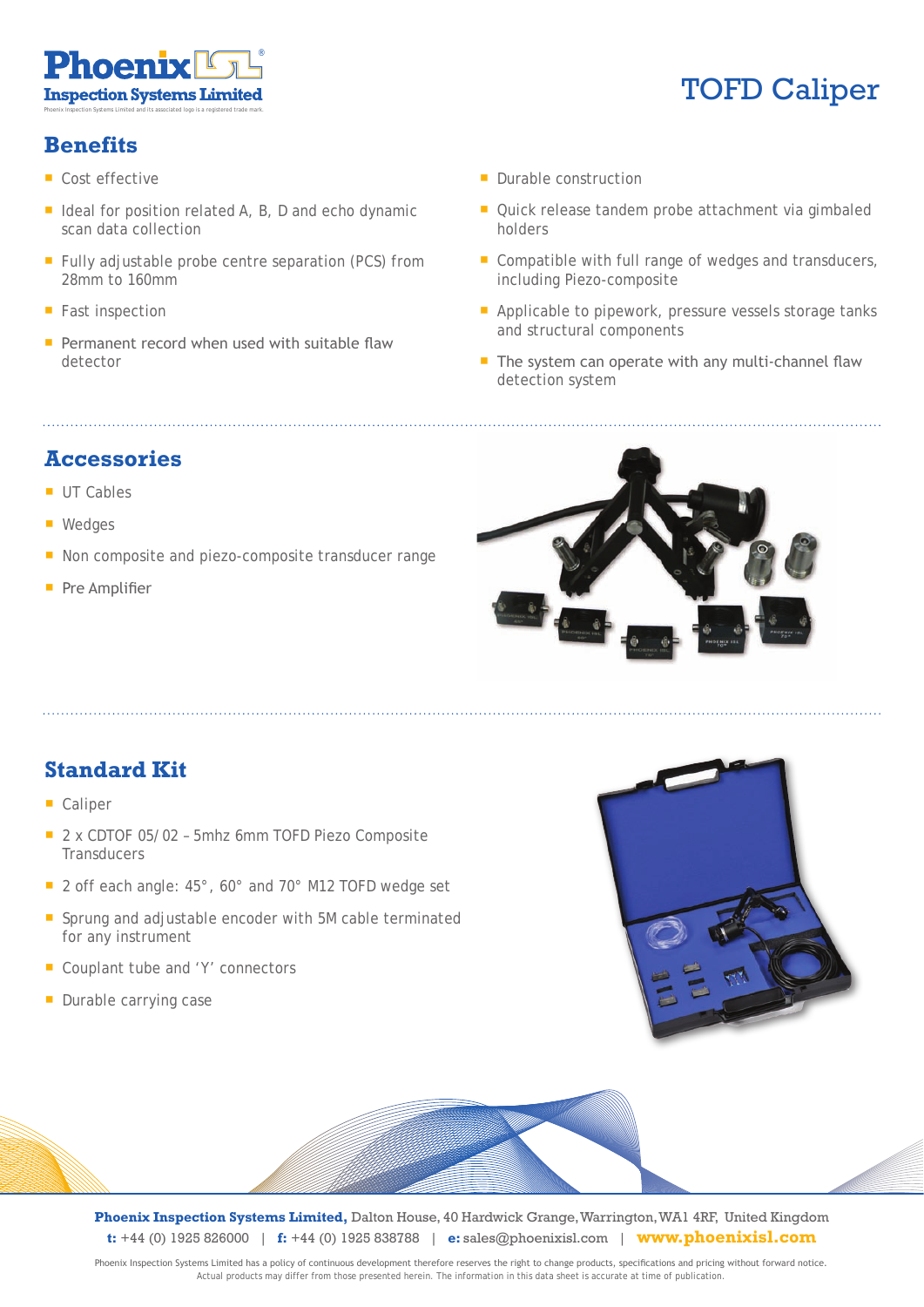# TOFD Caliper

## Benefits

- Cost effective
- Ideal for position related A, B, D and echo dynamic scan data collection
- Fully adjustable probe centre separation (PCS) from 28mm to 160mm
- Fast inspection
- Permanent record when used with suitable flaw detector
- Durable construction
- Quick release tandem probe attachment via gimbaled holders
- Compatible with full range of wedges and transducers, including Piezo-composite
- Applicable to pipework, pressure vessels storage tanks and structural components
- The system can operate with any multi-channel flaw detection system

## Accessories

- UT Cables
- Wedges
- Non composite and piezo-composite transducer range
- Pre Amplifier

## Standard Kit

- Caliper
- 2 x CDTOF 05/02 – 5mhz 6mm TOFD Piezo Composite Transducers
- 2 off each angle: 45°, 60° and 70° M12 TOFD wedge set
- Sprung and adjustable encoder with 5M cable terminated for any instrument
- Couplant tube and 'Y' connectors
- Durable carrying case

**Phoenix Inspection Systems Limited,** Dalton House, 40 Hardwick Grange, Warrington, WA1 4RF, United Kingdom
**t:** +44 (0) 1925 826000 | **f:** +44 (0) 1925 838788 | **e:** sales@phoenixisl.com | **www.phoenixisl.com**

Phoenix Inspection Systems Limited has a policy of continuous development therefore reserves the right to change products, specifications and pricing without forward notice. Actual products may differ from those presented herein. The information in this data sheet is accurate at time of publication.